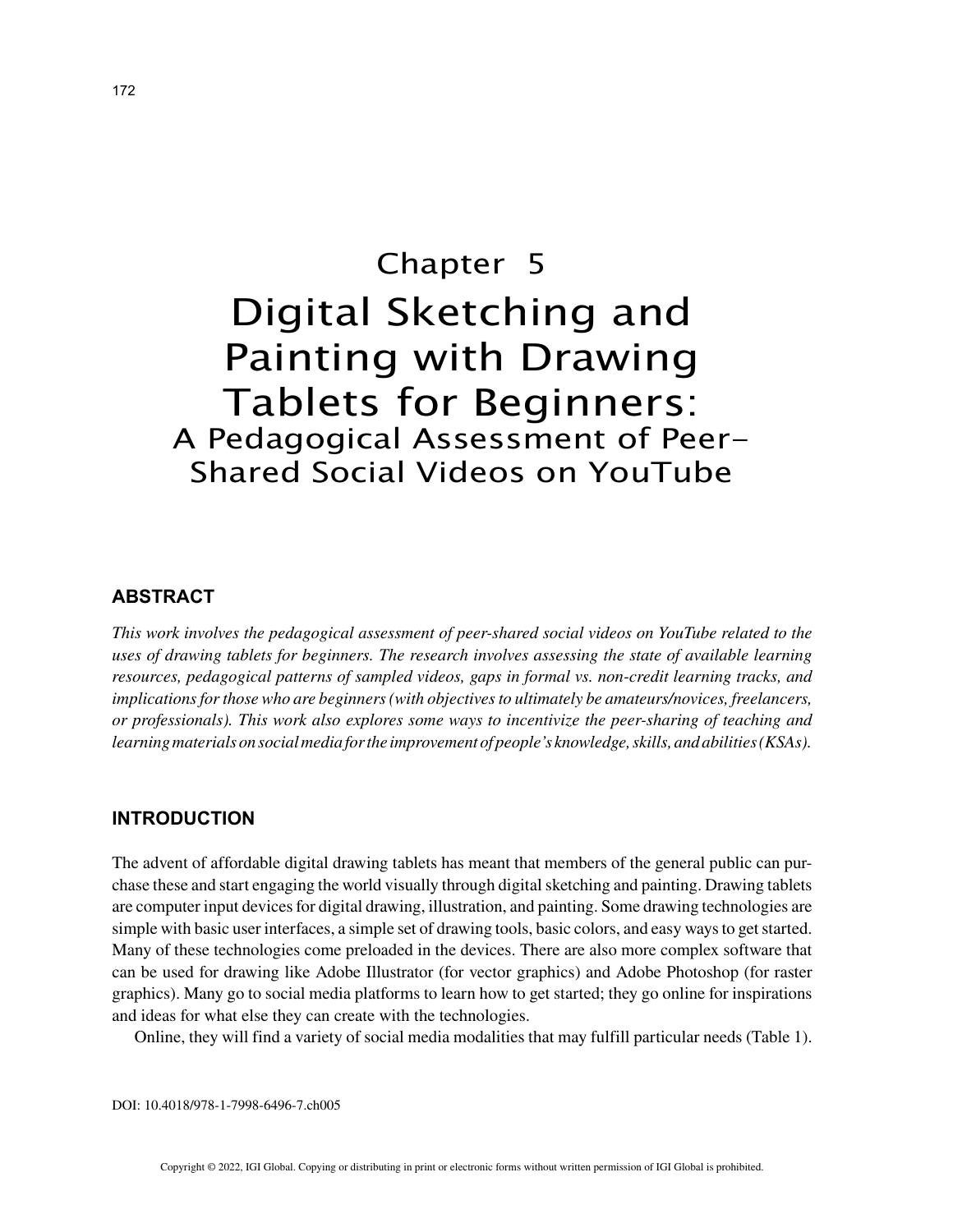# Chapter 5

# Digital Sketching and Painting with Drawing Tablets for Beginners:

## A Pedagogical Assessment of Peer-Shared Social Videos on YouTube

### ABSTRACT

*This work involves the pedagogical assessment of peer-shared social videos on YouTube related to the uses of drawing tablets for beginners. The research involves assessing the state of available learning resources, pedagogical patterns of sampled videos, gaps in formal vs. non-credit learning tracks, and implications for those who are beginners (with objectives to ultimately be amateurs/novices, freelancers, or professionals). This work also explores some ways to incentivize the peer-sharing of teaching and learning materials on social media for the improvement of people's knowledge, skills, and abilities (KSAs).*

### INTRODUCTION

The advent of affordable digital drawing tablets has meant that members of the general public can purchase these and start engaging the world visually through digital sketching and painting. Drawing tablets are computer input devices for digital drawing, illustration, and painting. Some drawing technologies are simple with basic user interfaces, a simple set of drawing tools, basic colors, and easy ways to get started. Many of these technologies come preloaded in the devices. There are also more complex software that can be used for drawing like Adobe Illustrator (for vector graphics) and Adobe Photoshop (for raster graphics). Many go to social media platforms to learn how to get started; they go online for inspirations and ideas for what else they can create with the technologies.

Online, they will find a variety of social media modalities that may fulfill particular needs (Table 1).

DOI: 10.4018/978-1-7998-6496-7.ch005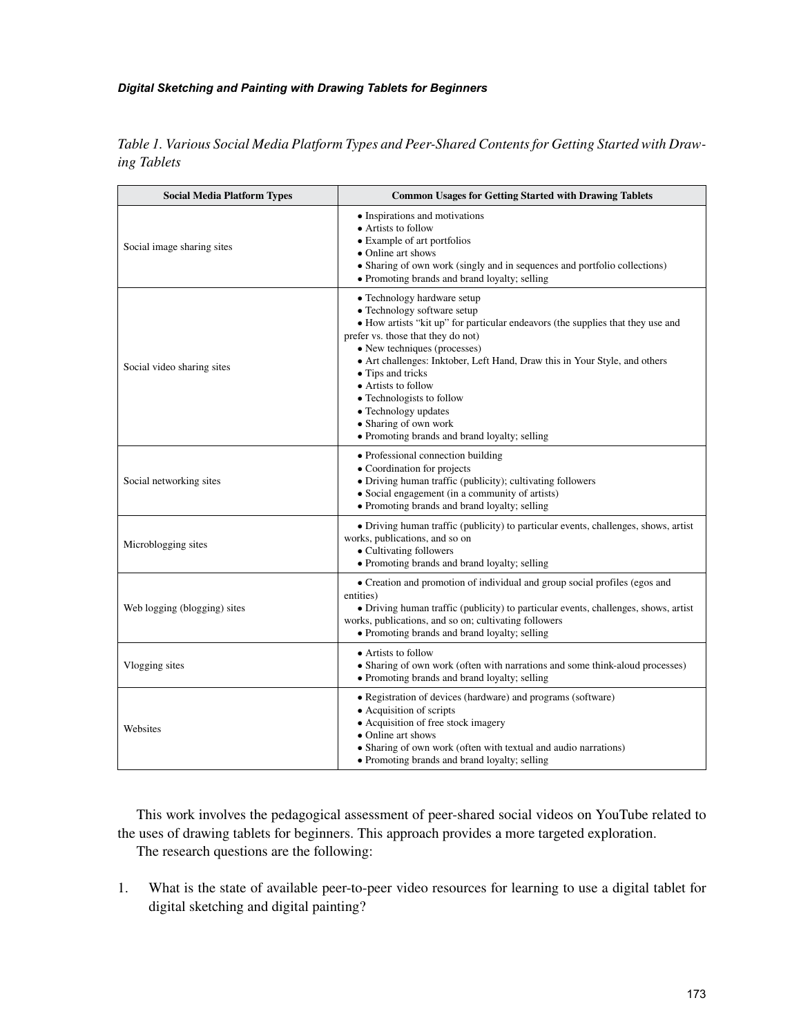*Table 1. Various Social Media Platform Types and Peer-Shared Contents for Getting Started with Drawing Tablets*

| Social Media Platform Types | Common Usages for Getting Started with Drawing Tablets |
|---|---|
| Social image sharing sites | • Inspirations and motivations<br>• Artists to follow<br>• Example of art portfolios<br>• Online art shows<br>• Sharing of own work (singly and in sequences and portfolio collections)<br>• Promoting brands and brand loyalty; selling |
| Social video sharing sites | • Technology hardware setup<br>• Technology software setup<br>• How artists "kit up" for particular endeavors (the supplies that they use and prefer vs. those that they do not)<br>• New techniques (processes)<br>• Art challenges: Inktober, Left Hand, Draw this in Your Style, and others<br>• Tips and tricks<br>• Artists to follow<br>• Technologists to follow<br>• Technology updates<br>• Sharing of own work<br>• Promoting brands and brand loyalty; selling |
| Social networking sites | • Professional connection building<br>• Coordination for projects<br>• Driving human traffic (publicity); cultivating followers<br>• Social engagement (in a community of artists)<br>• Promoting brands and brand loyalty; selling |
| Microblogging sites | • Driving human traffic (publicity) to particular events, challenges, shows, artist works, publications, and so on<br>• Cultivating followers<br>• Promoting brands and brand loyalty; selling |
| Web logging (blogging) sites | • Creation and promotion of individual and group social profiles (egos and entities)<br>• Driving human traffic (publicity) to particular events, challenges, shows, artist works, publications, and so on; cultivating followers<br>• Promoting brands and brand loyalty; selling |
| Vlogging sites | • Artists to follow<br>• Sharing of own work (often with narrations and some think-aloud processes)<br>• Promoting brands and brand loyalty; selling |
| Websites | • Registration of devices (hardware) and programs (software)<br>• Acquisition of scripts<br>• Acquisition of free stock imagery<br>• Online art shows<br>• Sharing of own work (often with textual and audio narrations)<br>• Promoting brands and brand loyalty; selling |

This work involves the pedagogical assessment of peer-shared social videos on YouTube related to the uses of drawing tablets for beginners. This approach provides a more targeted exploration.

The research questions are the following:

1. What is the state of available peer-to-peer video resources for learning to use a digital tablet for digital sketching and digital painting?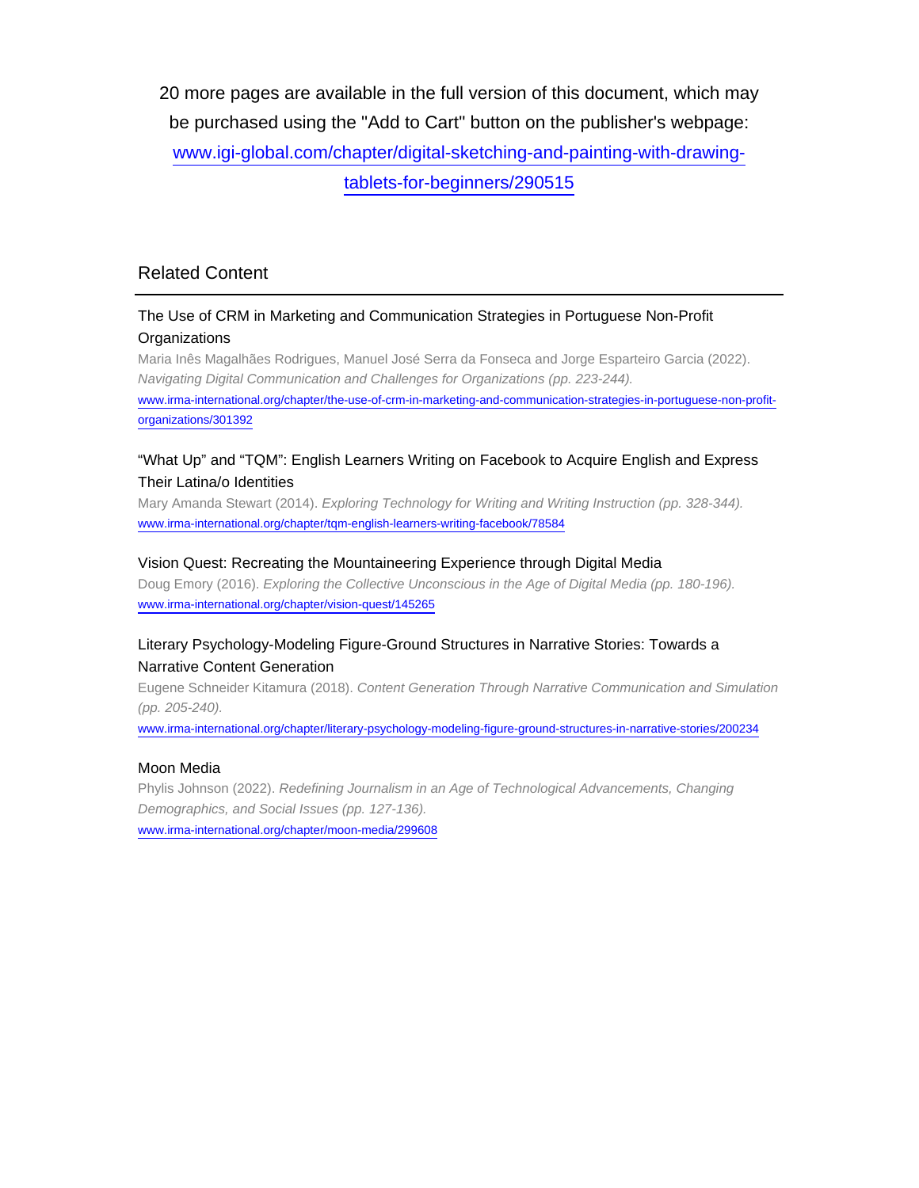20 more pages are available in the full version of this document, which may be purchased using the "Add to Cart" button on the publisher's webpage: [www.igi-global.com/chapter/digital-sketching-and-painting-with-drawing-tablets-for-beginners/290515](http://www.igi-global.com/chapter/digital-sketching-and-painting-with-drawing-tablets-for-beginners/290515)

## Related Content

**The Use of CRM in Marketing and Communication Strategies in Portuguese Non-Profit Organizations**
Maria Inês Magalhães Rodrigues, Manuel José Serra da Fonseca and Jorge Esparteiro Garcia (2022). *Navigating Digital Communication and Challenges for Organizations (pp. 223-244).*
[www.irma-international.org/chapter/the-use-of-crm-in-marketing-and-communication-strategies-in-portuguese-non-profit-organizations/301392](http://www.irma-international.org/chapter/the-use-of-crm-in-marketing-and-communication-strategies-in-portuguese-non-profit-organizations/301392)

**“What Up” and “TQM”: English Learners Writing on Facebook to Acquire English and Express Their Latina/o Identities**
Mary Amanda Stewart (2014). *Exploring Technology for Writing and Writing Instruction (pp. 328-344).*
[www.irma-international.org/chapter/tqm-english-learners-writing-facebook/78584](http://www.irma-international.org/chapter/tqm-english-learners-writing-facebook/78584)

**Vision Quest: Recreating the Mountaineering Experience through Digital Media**
Doug Emory (2016). *Exploring the Collective Unconscious in the Age of Digital Media (pp. 180-196).*
[www.irma-international.org/chapter/vision-quest/145265](http://www.irma-international.org/chapter/vision-quest/145265)

**Literary Psychology-Modeling Figure-Ground Structures in Narrative Stories: Towards a Narrative Content Generation**
Eugene Schneider Kitamura (2018). *Content Generation Through Narrative Communication and Simulation (pp. 205-240).*
[www.irma-international.org/chapter/literary-psychology-modeling-figure-ground-structures-in-narrative-stories/200234](http://www.irma-international.org/chapter/literary-psychology-modeling-figure-ground-structures-in-narrative-stories/200234)

**Moon Media**
Phylis Johnson (2022). *Redefining Journalism in an Age of Technological Advancements, Changing Demographics, and Social Issues (pp. 127-136).*
[www.irma-international.org/chapter/moon-media/299608](http://www.irma-international.org/chapter/moon-media/299608)